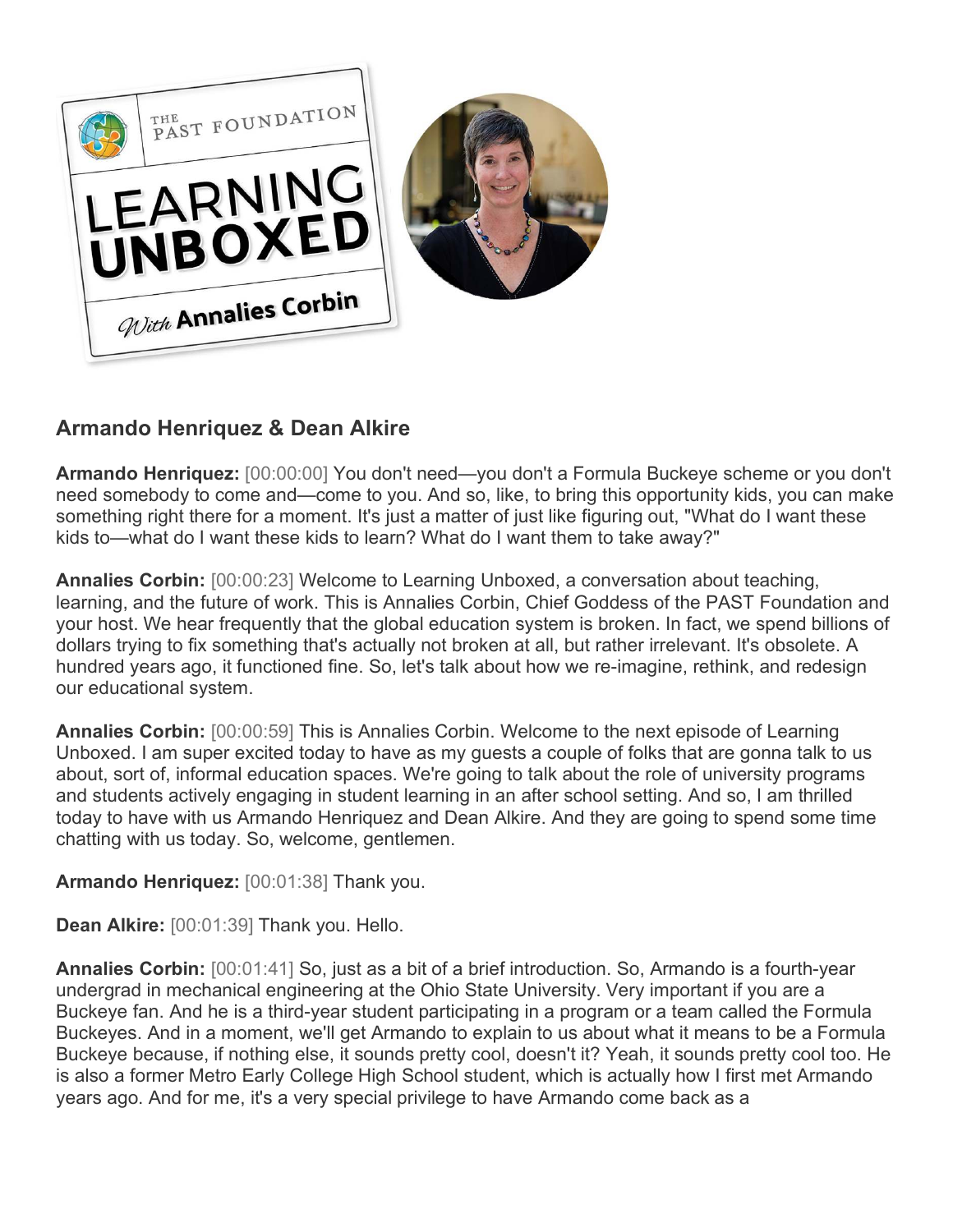## Armando Henriquez & Dean Alkire

**Armando Henriquez:** [00:00:00] You don't need—you don't a Formula Buckeye scheme or you don't need somebody to come and—come to you. And so, like, to bring this opportunity kids, you can make something right there for a moment. It's just a matter of just like figuring out, "What do I want these kids to—what do I want these kids to learn? What do I want them to take away?"

**Annalies Corbin:** [00:00:23] Welcome to Learning Unboxed, a conversation about teaching, learning, and the future of work. This is Annalies Corbin, Chief Goddess of the PAST Foundation and your host. We hear frequently that the global education system is broken. In fact, we spend billions of dollars trying to fix something that's actually not broken at all, but rather irrelevant. It's obsolete. A hundred years ago, it functioned fine. So, let's talk about how we re-imagine, rethink, and redesign our educational system.

**Annalies Corbin:** [00:00:59] This is Annalies Corbin. Welcome to the next episode of Learning Unboxed. I am super excited today to have as my guests a couple of folks that are gonna talk to us about, sort of, informal education spaces. We're going to talk about the role of university programs and students actively engaging in student learning in an after school setting. And so, I am thrilled today to have with us Armando Henriquez and Dean Alkire. And they are going to spend some time chatting with us today. So, welcome, gentlemen.

**Armando Henriquez:** [00:01:38] Thank you.

**Dean Alkire:** [00:01:39] Thank you. Hello.

**Annalies Corbin:** [00:01:41] So, just as a bit of a brief introduction. So, Armando is a fourth-year undergrad in mechanical engineering at the Ohio State University. Very important if you are a Buckeye fan. And he is a third-year student participating in a program or a team called the Formula Buckeyes. And in a moment, we'll get Armando to explain to us about what it means to be a Formula Buckeye because, if nothing else, it sounds pretty cool, doesn't it? Yeah, it sounds pretty cool too. He is also a former Metro Early College High School student, which is actually how I first met Armando years ago. And for me, it's a very special privilege to have Armando come back as a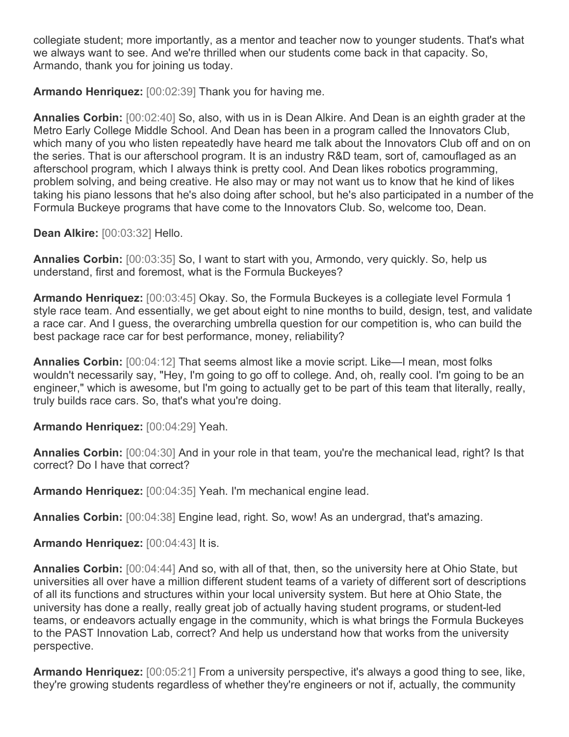collegiate student; more importantly, as a mentor and teacher now to younger students. That's what we always want to see. And we're thrilled when our students come back in that capacity. So, Armando, thank you for joining us today.

**Armando Henriquez:** [00:02:39] Thank you for having me.

**Annalies Corbin:** [00:02:40] So, also, with us in is Dean Alkire. And Dean is an eighth grader at the Metro Early College Middle School. And Dean has been in a program called the Innovators Club, which many of you who listen repeatedly have heard me talk about the Innovators Club off and on on the series. That is our afterschool program. It is an industry R&D team, sort of, camouflaged as an afterschool program, which I always think is pretty cool. And Dean likes robotics programming, problem solving, and being creative. He also may or may not want us to know that he kind of likes taking his piano lessons that he's also doing after school, but he's also participated in a number of the Formula Buckeye programs that have come to the Innovators Club. So, welcome too, Dean.

**Dean Alkire:** [00:03:32] Hello.

**Annalies Corbin:** [00:03:35] So, I want to start with you, Armondo, very quickly. So, help us understand, first and foremost, what is the Formula Buckeyes?

**Armando Henriquez:** [00:03:45] Okay. So, the Formula Buckeyes is a collegiate level Formula 1 style race team. And essentially, we get about eight to nine months to build, design, test, and validate a race car. And I guess, the overarching umbrella question for our competition is, who can build the best package race car for best performance, money, reliability?

**Annalies Corbin:** [00:04:12] That seems almost like a movie script. Like—I mean, most folks wouldn't necessarily say, "Hey, I'm going to go off to college. And, oh, really cool. I'm going to be an engineer," which is awesome, but I'm going to actually get to be part of this team that literally, really, truly builds race cars. So, that's what you're doing.

**Armando Henriquez:** [00:04:29] Yeah.

**Annalies Corbin:** [00:04:30] And in your role in that team, you're the mechanical lead, right? Is that correct? Do I have that correct?

**Armando Henriquez:** [00:04:35] Yeah. I'm mechanical engine lead.

**Annalies Corbin:** [00:04:38] Engine lead, right. So, wow! As an undergrad, that's amazing.

**Armando Henriquez:** [00:04:43] It is.

**Annalies Corbin:** [00:04:44] And so, with all of that, then, so the university here at Ohio State, but universities all over have a million different student teams of a variety of different sort of descriptions of all its functions and structures within your local university system. But here at Ohio State, the university has done a really, really great job of actually having student programs, or student-led teams, or endeavors actually engage in the community, which is what brings the Formula Buckeyes to the PAST Innovation Lab, correct? And help us understand how that works from the university perspective.

**Armando Henriquez:** [00:05:21] From a university perspective, it's always a good thing to see, like, they're growing students regardless of whether they're engineers or not if, actually, the community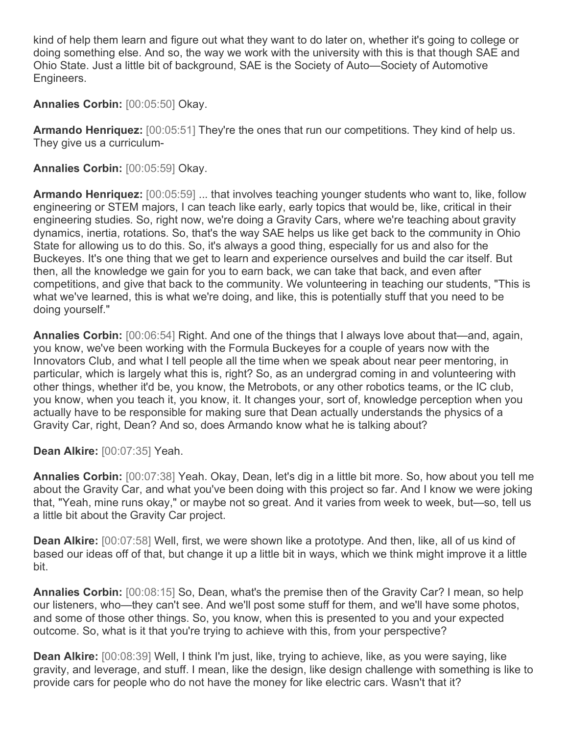kind of help them learn and figure out what they want to do later on, whether it's going to college or doing something else. And so, the way we work with the university with this is that though SAE and Ohio State. Just a little bit of background, SAE is the Society of Auto—Society of Automotive Engineers.

**Annalies Corbin:** [00:05:50] Okay.

**Armando Henriquez:** [00:05:51] They're the ones that run our competitions. They kind of help us. They give us a curriculum-

**Annalies Corbin:** [00:05:59] Okay.

**Armando Henriquez:** [00:05:59] ... that involves teaching younger students who want to, like, follow engineering or STEM majors, I can teach like early, early topics that would be, like, critical in their engineering studies. So, right now, we're doing a Gravity Cars, where we're teaching about gravity dynamics, inertia, rotations. So, that's the way SAE helps us like get back to the community in Ohio State for allowing us to do this. So, it's always a good thing, especially for us and also for the Buckeyes. It's one thing that we get to learn and experience ourselves and build the car itself. But then, all the knowledge we gain for you to earn back, we can take that back, and even after competitions, and give that back to the community. We volunteering in teaching our students, "This is what we've learned, this is what we're doing, and like, this is potentially stuff that you need to be doing yourself."

**Annalies Corbin:** [00:06:54] Right. And one of the things that I always love about that—and, again, you know, we've been working with the Formula Buckeyes for a couple of years now with the Innovators Club, and what I tell people all the time when we speak about near peer mentoring, in particular, which is largely what this is, right? So, as an undergrad coming in and volunteering with other things, whether it'd be, you know, the Metrobots, or any other robotics teams, or the IC club, you know, when you teach it, you know, it. It changes your, sort of, knowledge perception when you actually have to be responsible for making sure that Dean actually understands the physics of a Gravity Car, right, Dean? And so, does Armando know what he is talking about?

**Dean Alkire:** [00:07:35] Yeah.

**Annalies Corbin:** [00:07:38] Yeah. Okay, Dean, let's dig in a little bit more. So, how about you tell me about the Gravity Car, and what you've been doing with this project so far. And I know we were joking that, "Yeah, mine runs okay," or maybe not so great. And it varies from week to week, but—so, tell us a little bit about the Gravity Car project.

**Dean Alkire:** [00:07:58] Well, first, we were shown like a prototype. And then, like, all of us kind of based our ideas off of that, but change it up a little bit in ways, which we think might improve it a little bit.

**Annalies Corbin:** [00:08:15] So, Dean, what's the premise then of the Gravity Car? I mean, so help our listeners, who—they can't see. And we'll post some stuff for them, and we'll have some photos, and some of those other things. So, you know, when this is presented to you and your expected outcome. So, what is it that you're trying to achieve with this, from your perspective?

**Dean Alkire:** [00:08:39] Well, I think I'm just, like, trying to achieve, like, as you were saying, like gravity, and leverage, and stuff. I mean, like the design, like design challenge with something is like to provide cars for people who do not have the money for like electric cars. Wasn't that it?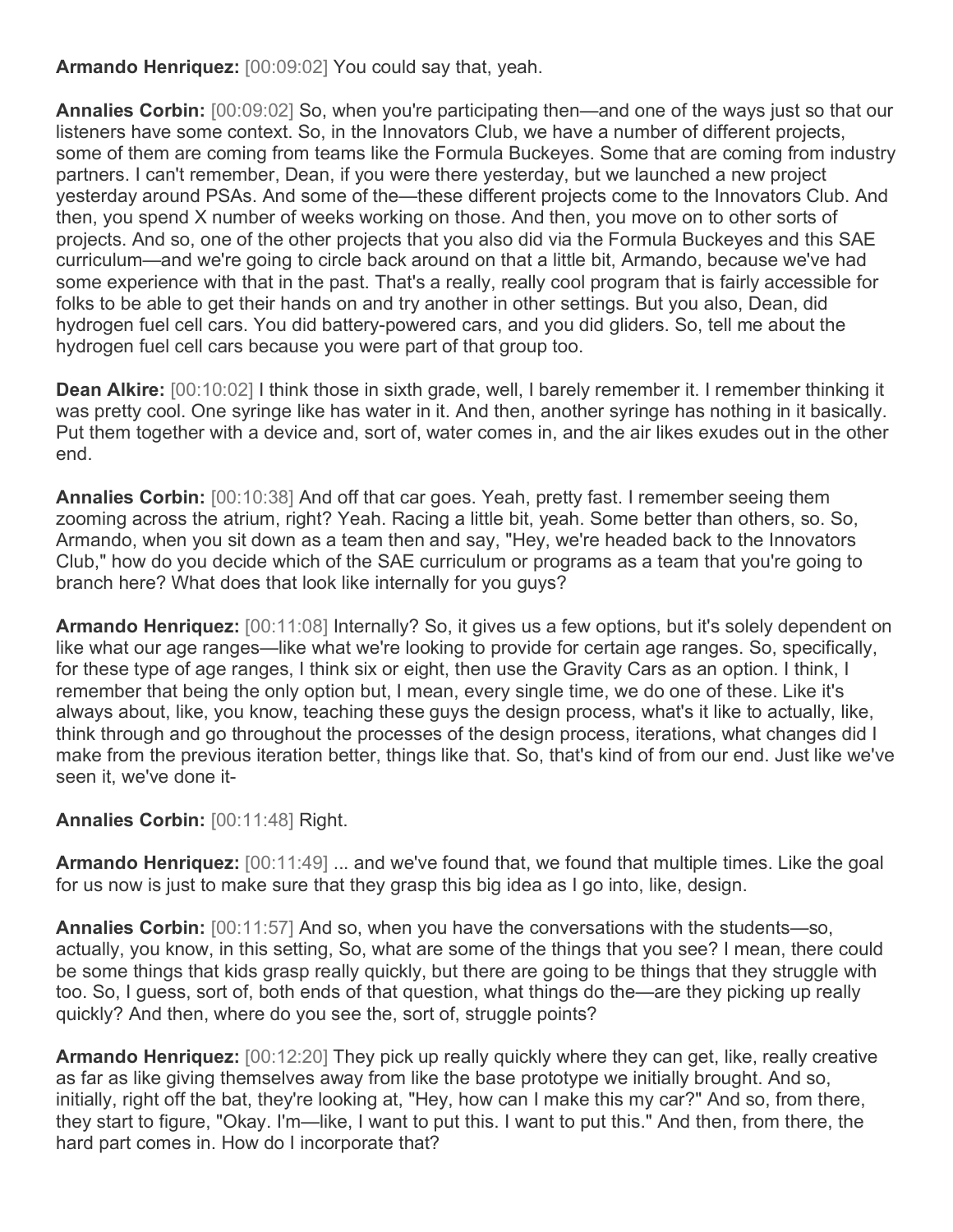**Armando Henriquez:** [00:09:02] You could say that, yeah.

**Annalies Corbin:** [00:09:02] So, when you're participating then—and one of the ways just so that our listeners have some context. So, in the Innovators Club, we have a number of different projects, some of them are coming from teams like the Formula Buckeyes. Some that are coming from industry partners. I can't remember, Dean, if you were there yesterday, but we launched a new project yesterday around PSAs. And some of the—these different projects come to the Innovators Club. And then, you spend X number of weeks working on those. And then, you move on to other sorts of projects. And so, one of the other projects that you also did via the Formula Buckeyes and this SAE curriculum—and we're going to circle back around on that a little bit, Armando, because we've had some experience with that in the past. That's a really, really cool program that is fairly accessible for folks to be able to get their hands on and try another in other settings. But you also, Dean, did hydrogen fuel cell cars. You did battery-powered cars, and you did gliders. So, tell me about the hydrogen fuel cell cars because you were part of that group too.

**Dean Alkire:** [00:10:02] I think those in sixth grade, well, I barely remember it. I remember thinking it was pretty cool. One syringe like has water in it. And then, another syringe has nothing in it basically. Put them together with a device and, sort of, water comes in, and the air likes exudes out in the other end.

**Annalies Corbin:** [00:10:38] And off that car goes. Yeah, pretty fast. I remember seeing them zooming across the atrium, right? Yeah. Racing a little bit, yeah. Some better than others, so. So, Armando, when you sit down as a team then and say, "Hey, we're headed back to the Innovators Club," how do you decide which of the SAE curriculum or programs as a team that you're going to branch here? What does that look like internally for you guys?

**Armando Henriquez:** [00:11:08] Internally? So, it gives us a few options, but it's solely dependent on like what our age ranges—like what we're looking to provide for certain age ranges. So, specifically, for these type of age ranges, I think six or eight, then use the Gravity Cars as an option. I think, I remember that being the only option but, I mean, every single time, we do one of these. Like it's always about, like, you know, teaching these guys the design process, what's it like to actually, like, think through and go throughout the processes of the design process, iterations, what changes did I make from the previous iteration better, things like that. So, that's kind of from our end. Just like we've seen it, we've done it-

**Annalies Corbin:** [00:11:48] Right.

**Armando Henriquez:** [00:11:49] ... and we've found that, we found that multiple times. Like the goal for us now is just to make sure that they grasp this big idea as I go into, like, design.

**Annalies Corbin:** [00:11:57] And so, when you have the conversations with the students—so, actually, you know, in this setting, So, what are some of the things that you see? I mean, there could be some things that kids grasp really quickly, but there are going to be things that they struggle with too. So, I guess, sort of, both ends of that question, what things do the—are they picking up really quickly? And then, where do you see the, sort of, struggle points?

**Armando Henriquez:** [00:12:20] They pick up really quickly where they can get, like, really creative as far as like giving themselves away from like the base prototype we initially brought. And so, initially, right off the bat, they're looking at, "Hey, how can I make this my car?" And so, from there, they start to figure, "Okay. I'm—like, I want to put this. I want to put this." And then, from there, the hard part comes in. How do I incorporate that?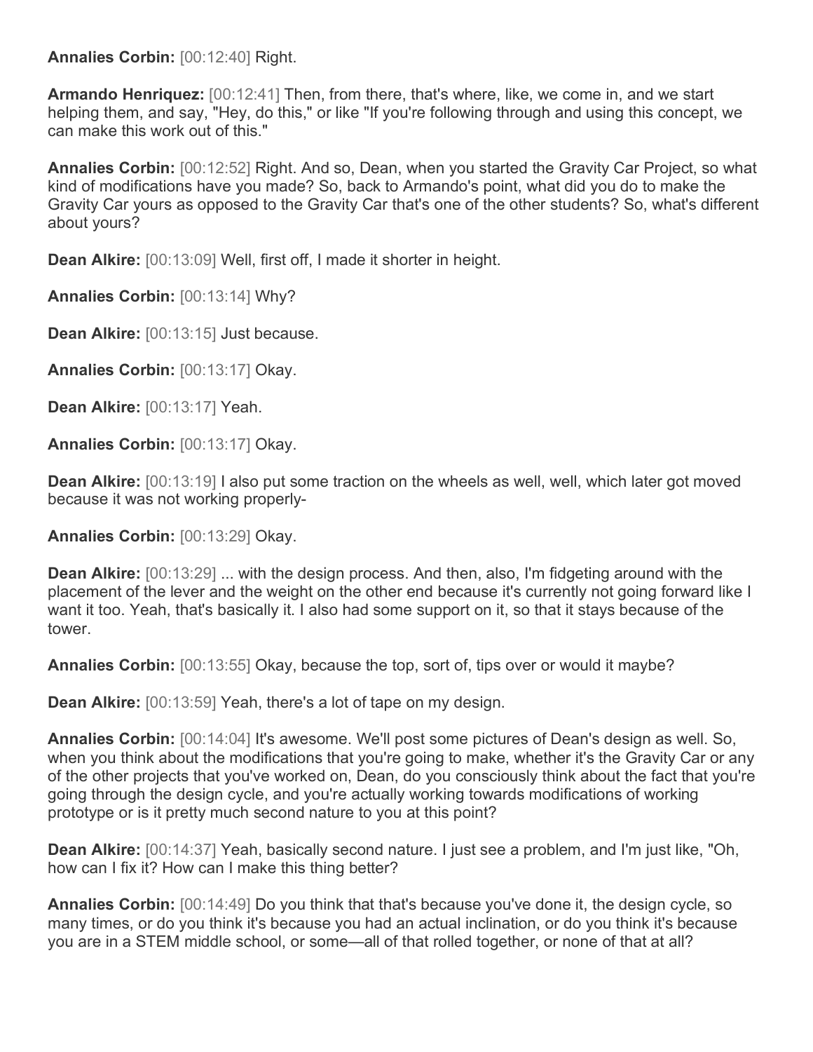**Annalies Corbin:** [00:12:40] Right.

**Armando Henriquez:** [00:12:41] Then, from there, that's where, like, we come in, and we start helping them, and say, "Hey, do this," or like "If you're following through and using this concept, we can make this work out of this."

**Annalies Corbin:** [00:12:52] Right. And so, Dean, when you started the Gravity Car Project, so what kind of modifications have you made? So, back to Armando's point, what did you do to make the Gravity Car yours as opposed to the Gravity Car that's one of the other students? So, what's different about yours?

**Dean Alkire:** [00:13:09] Well, first off, I made it shorter in height.

**Annalies Corbin:** [00:13:14] Why?

**Dean Alkire:** [00:13:15] Just because.

**Annalies Corbin:** [00:13:17] Okay.

**Dean Alkire:** [00:13:17] Yeah.

**Annalies Corbin:** [00:13:17] Okay.

**Dean Alkire:** [00:13:19] I also put some traction on the wheels as well, well, which later got moved because it was not working properly-

**Annalies Corbin:** [00:13:29] Okay.

**Dean Alkire:** [00:13:29] ... with the design process. And then, also, I'm fidgeting around with the placement of the lever and the weight on the other end because it's currently not going forward like I want it too. Yeah, that's basically it. I also had some support on it, so that it stays because of the tower.

**Annalies Corbin:** [00:13:55] Okay, because the top, sort of, tips over or would it maybe?

**Dean Alkire:** [00:13:59] Yeah, there's a lot of tape on my design.

**Annalies Corbin:** [00:14:04] It's awesome. We'll post some pictures of Dean's design as well. So, when you think about the modifications that you're going to make, whether it's the Gravity Car or any of the other projects that you've worked on, Dean, do you consciously think about the fact that you're going through the design cycle, and you're actually working towards modifications of working prototype or is it pretty much second nature to you at this point?

**Dean Alkire:** [00:14:37] Yeah, basically second nature. I just see a problem, and I'm just like, "Oh, how can I fix it? How can I make this thing better?

**Annalies Corbin:** [00:14:49] Do you think that that's because you've done it, the design cycle, so many times, or do you think it's because you had an actual inclination, or do you think it's because you are in a STEM middle school, or some—all of that rolled together, or none of that at all?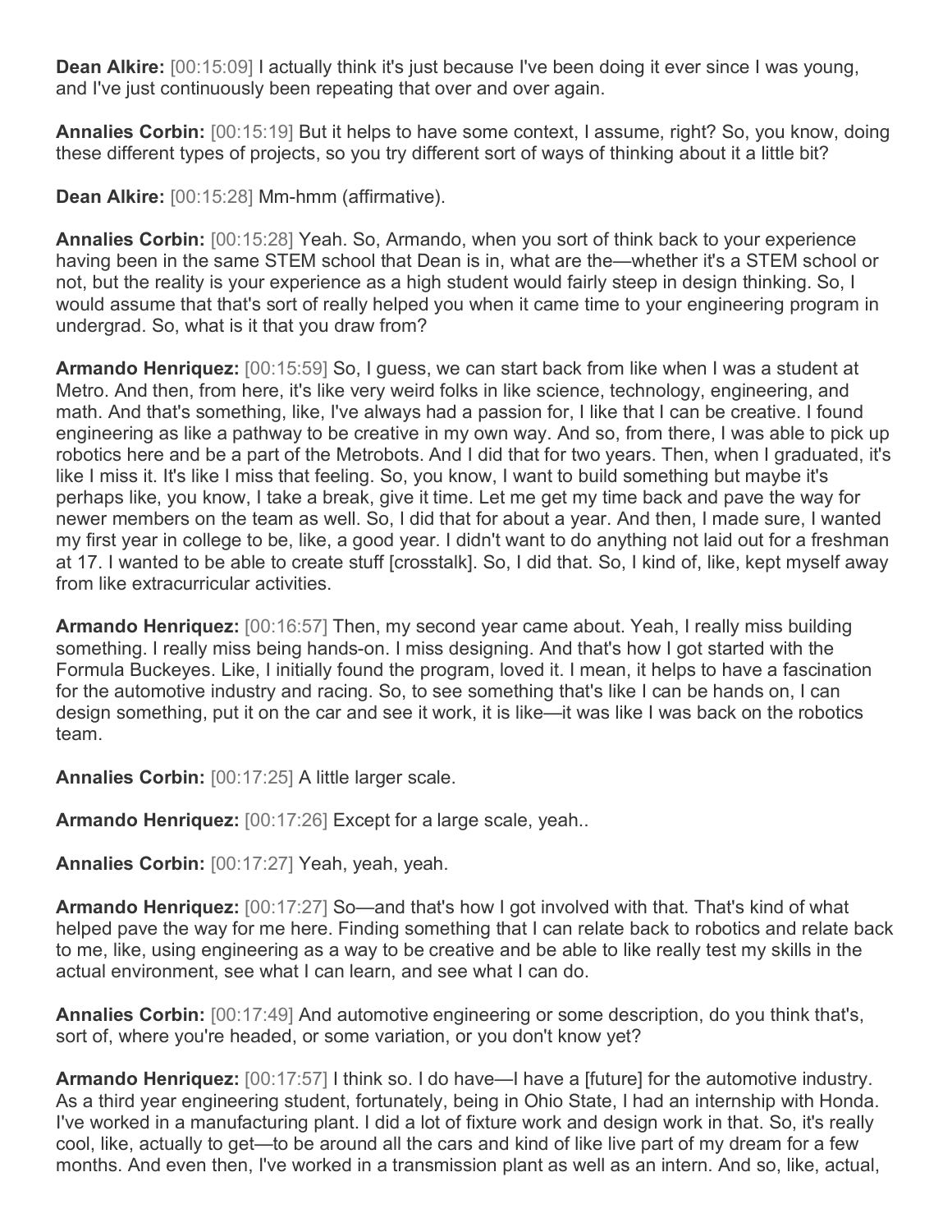**Dean Alkire:** [00:15:09] I actually think it's just because I've been doing it ever since I was young, and I've just continuously been repeating that over and over again.

**Annalies Corbin:** [00:15:19] But it helps to have some context, I assume, right? So, you know, doing these different types of projects, so you try different sort of ways of thinking about it a little bit?

**Dean Alkire:** [00:15:28] Mm-hmm (affirmative).

**Annalies Corbin:** [00:15:28] Yeah. So, Armando, when you sort of think back to your experience having been in the same STEM school that Dean is in, what are the—whether it's a STEM school or not, but the reality is your experience as a high student would fairly steep in design thinking. So, I would assume that that's sort of really helped you when it came time to your engineering program in undergrad. So, what is it that you draw from?

**Armando Henriquez:** [00:15:59] So, I guess, we can start back from like when I was a student at Metro. And then, from here, it's like very weird folks in like science, technology, engineering, and math. And that's something, like, I've always had a passion for, I like that I can be creative. I found engineering as like a pathway to be creative in my own way. And so, from there, I was able to pick up robotics here and be a part of the Metrobots. And I did that for two years. Then, when I graduated, it's like I miss it. It's like I miss that feeling. So, you know, I want to build something but maybe it's perhaps like, you know, I take a break, give it time. Let me get my time back and pave the way for newer members on the team as well. So, I did that for about a year. And then, I made sure, I wanted my first year in college to be, like, a good year. I didn't want to do anything not laid out for a freshman at 17. I wanted to be able to create stuff [crosstalk]. So, I did that. So, I kind of, like, kept myself away from like extracurricular activities.

**Armando Henriquez:** [00:16:57] Then, my second year came about. Yeah, I really miss building something. I really miss being hands-on. I miss designing. And that's how I got started with the Formula Buckeyes. Like, I initially found the program, loved it. I mean, it helps to have a fascination for the automotive industry and racing. So, to see something that's like I can be hands on, I can design something, put it on the car and see it work, it is like—it was like I was back on the robotics team.

**Annalies Corbin:** [00:17:25] A little larger scale.

**Armando Henriquez:** [00:17:26] Except for a large scale, yeah..

**Annalies Corbin:** [00:17:27] Yeah, yeah, yeah.

**Armando Henriquez:** [00:17:27] So—and that's how I got involved with that. That's kind of what helped pave the way for me here. Finding something that I can relate back to robotics and relate back to me, like, using engineering as a way to be creative and be able to like really test my skills in the actual environment, see what I can learn, and see what I can do.

**Annalies Corbin:** [00:17:49] And automotive engineering or some description, do you think that's, sort of, where you're headed, or some variation, or you don't know yet?

**Armando Henriquez:** [00:17:57] I think so. I do have—I have a [future] for the automotive industry. As a third year engineering student, fortunately, being in Ohio State, I had an internship with Honda. I've worked in a manufacturing plant. I did a lot of fixture work and design work in that. So, it's really cool, like, actually to get—to be around all the cars and kind of like live part of my dream for a few months. And even then, I've worked in a transmission plant as well as an intern. And so, like, actual,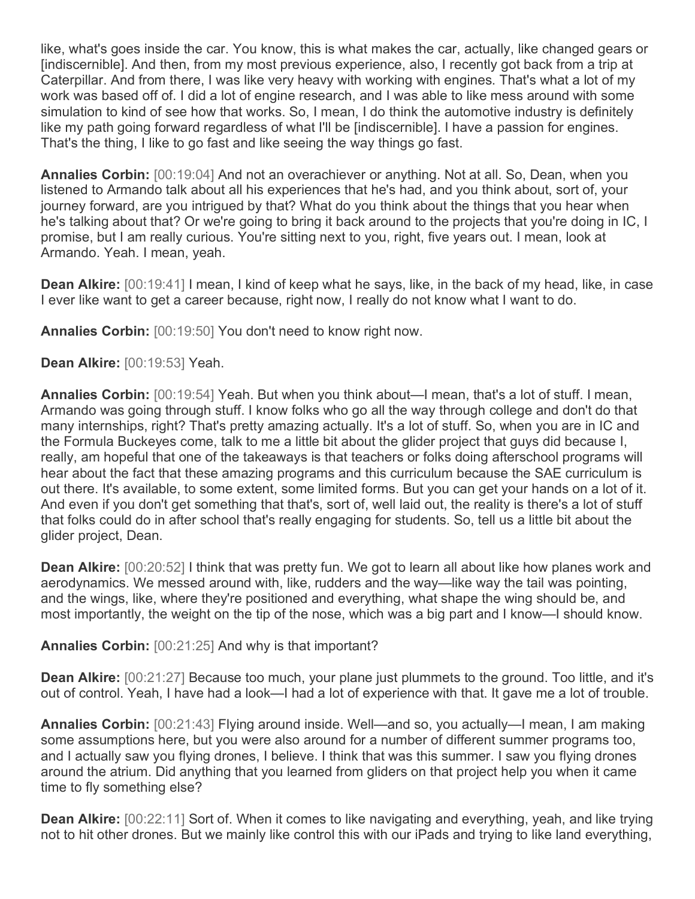like, what's goes inside the car. You know, this is what makes the car, actually, like changed gears or [indiscernible]. And then, from my most previous experience, also, I recently got back from a trip at Caterpillar. And from there, I was like very heavy with working with engines. That's what a lot of my work was based off of. I did a lot of engine research, and I was able to like mess around with some simulation to kind of see how that works. So, I mean, I do think the automotive industry is definitely like my path going forward regardless of what I'll be [indiscernible]. I have a passion for engines. That's the thing, I like to go fast and like seeing the way things go fast.

**Annalies Corbin:** [00:19:04] And not an overachiever or anything. Not at all. So, Dean, when you listened to Armando talk about all his experiences that he's had, and you think about, sort of, your journey forward, are you intrigued by that? What do you think about the things that you hear when he's talking about that? Or we're going to bring it back around to the projects that you're doing in IC, I promise, but I am really curious. You're sitting next to you, right, five years out. I mean, look at Armando. Yeah. I mean, yeah.

**Dean Alkire:** [00:19:41] I mean, I kind of keep what he says, like, in the back of my head, like, in case I ever like want to get a career because, right now, I really do not know what I want to do.

**Annalies Corbin:** [00:19:50] You don't need to know right now.

**Dean Alkire:** [00:19:53] Yeah.

**Annalies Corbin:** [00:19:54] Yeah. But when you think about—I mean, that's a lot of stuff. I mean, Armando was going through stuff. I know folks who go all the way through college and don't do that many internships, right? That's pretty amazing actually. It's a lot of stuff. So, when you are in IC and the Formula Buckeyes come, talk to me a little bit about the glider project that guys did because I, really, am hopeful that one of the takeaways is that teachers or folks doing afterschool programs will hear about the fact that these amazing programs and this curriculum because the SAE curriculum is out there. It's available, to some extent, some limited forms. But you can get your hands on a lot of it. And even if you don't get something that that's, sort of, well laid out, the reality is there's a lot of stuff that folks could do in after school that's really engaging for students. So, tell us a little bit about the glider project, Dean.

**Dean Alkire:** [00:20:52] I think that was pretty fun. We got to learn all about like how planes work and aerodynamics. We messed around with, like, rudders and the way—like way the tail was pointing, and the wings, like, where they're positioned and everything, what shape the wing should be, and most importantly, the weight on the tip of the nose, which was a big part and I know—I should know.

**Annalies Corbin:** [00:21:25] And why is that important?

**Dean Alkire:** [00:21:27] Because too much, your plane just plummets to the ground. Too little, and it's out of control. Yeah, I have had a look—I had a lot of experience with that. It gave me a lot of trouble.

**Annalies Corbin:** [00:21:43] Flying around inside. Well—and so, you actually—I mean, I am making some assumptions here, but you were also around for a number of different summer programs too, and I actually saw you flying drones, I believe. I think that was this summer. I saw you flying drones around the atrium. Did anything that you learned from gliders on that project help you when it came time to fly something else?

**Dean Alkire:** [00:22:11] Sort of. When it comes to like navigating and everything, yeah, and like trying not to hit other drones. But we mainly like control this with our iPads and trying to like land everything,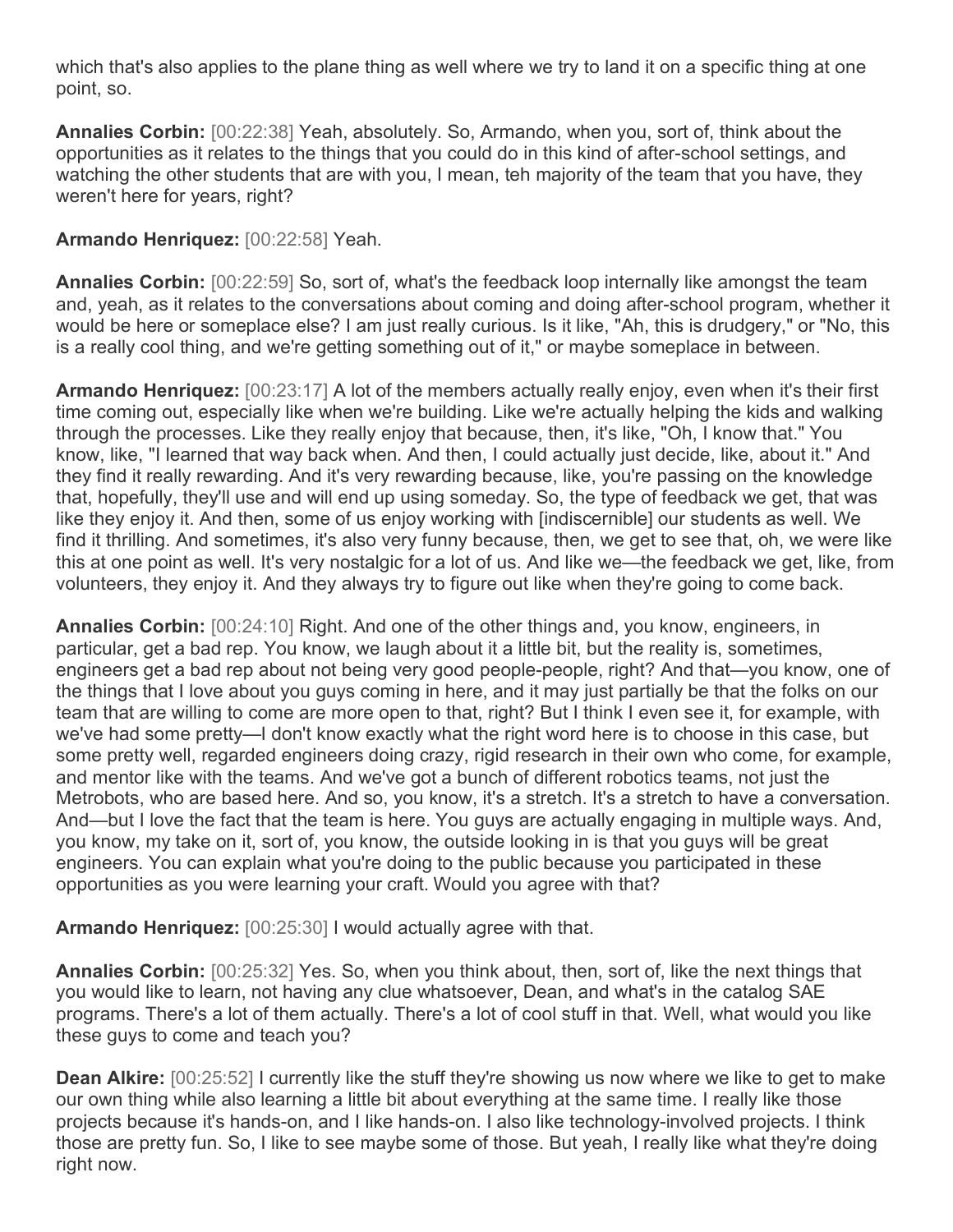which that's also applies to the plane thing as well where we try to land it on a specific thing at one point, so.

**Annalies Corbin:** [00:22:38] Yeah, absolutely. So, Armando, when you, sort of, think about the opportunities as it relates to the things that you could do in this kind of after-school settings, and watching the other students that are with you, I mean, teh majority of the team that you have, they weren't here for years, right?

**Armando Henriquez:** [00:22:58] Yeah.

**Annalies Corbin:** [00:22:59] So, sort of, what's the feedback loop internally like amongst the team and, yeah, as it relates to the conversations about coming and doing after-school program, whether it would be here or someplace else? I am just really curious. Is it like, "Ah, this is drudgery," or "No, this is a really cool thing, and we're getting something out of it," or maybe someplace in between.

**Armando Henriquez:** [00:23:17] A lot of the members actually really enjoy, even when it's their first time coming out, especially like when we're building. Like we're actually helping the kids and walking through the processes. Like they really enjoy that because, then, it's like, "Oh, I know that." You know, like, "I learned that way back when. And then, I could actually just decide, like, about it." And they find it really rewarding. And it's very rewarding because, like, you're passing on the knowledge that, hopefully, they'll use and will end up using someday. So, the type of feedback we get, that was like they enjoy it. And then, some of us enjoy working with [indiscernible] our students as well. We find it thrilling. And sometimes, it's also very funny because, then, we get to see that, oh, we were like this at one point as well. It's very nostalgic for a lot of us. And like we—the feedback we get, like, from volunteers, they enjoy it. And they always try to figure out like when they're going to come back.

**Annalies Corbin:** [00:24:10] Right. And one of the other things and, you know, engineers, in particular, get a bad rep. You know, we laugh about it a little bit, but the reality is, sometimes, engineers get a bad rep about not being very good people-people, right? And that—you know, one of the things that I love about you guys coming in here, and it may just partially be that the folks on our team that are willing to come are more open to that, right? But I think I even see it, for example, with we've had some pretty—I don't know exactly what the right word here is to choose in this case, but some pretty well, regarded engineers doing crazy, rigid research in their own who come, for example, and mentor like with the teams. And we've got a bunch of different robotics teams, not just the Metrobots, who are based here. And so, you know, it's a stretch. It's a stretch to have a conversation. And—but I love the fact that the team is here. You guys are actually engaging in multiple ways. And, you know, my take on it, sort of, you know, the outside looking in is that you guys will be great engineers. You can explain what you're doing to the public because you participated in these opportunities as you were learning your craft. Would you agree with that?

**Armando Henriquez:** [00:25:30] I would actually agree with that.

**Annalies Corbin:** [00:25:32] Yes. So, when you think about, then, sort of, like the next things that you would like to learn, not having any clue whatsoever, Dean, and what's in the catalog SAE programs. There's a lot of them actually. There's a lot of cool stuff in that. Well, what would you like these guys to come and teach you?

**Dean Alkire:** [00:25:52] I currently like the stuff they're showing us now where we like to get to make our own thing while also learning a little bit about everything at the same time. I really like those projects because it's hands-on, and I like hands-on. I also like technology-involved projects. I think those are pretty fun. So, I like to see maybe some of those. But yeah, I really like what they're doing right now.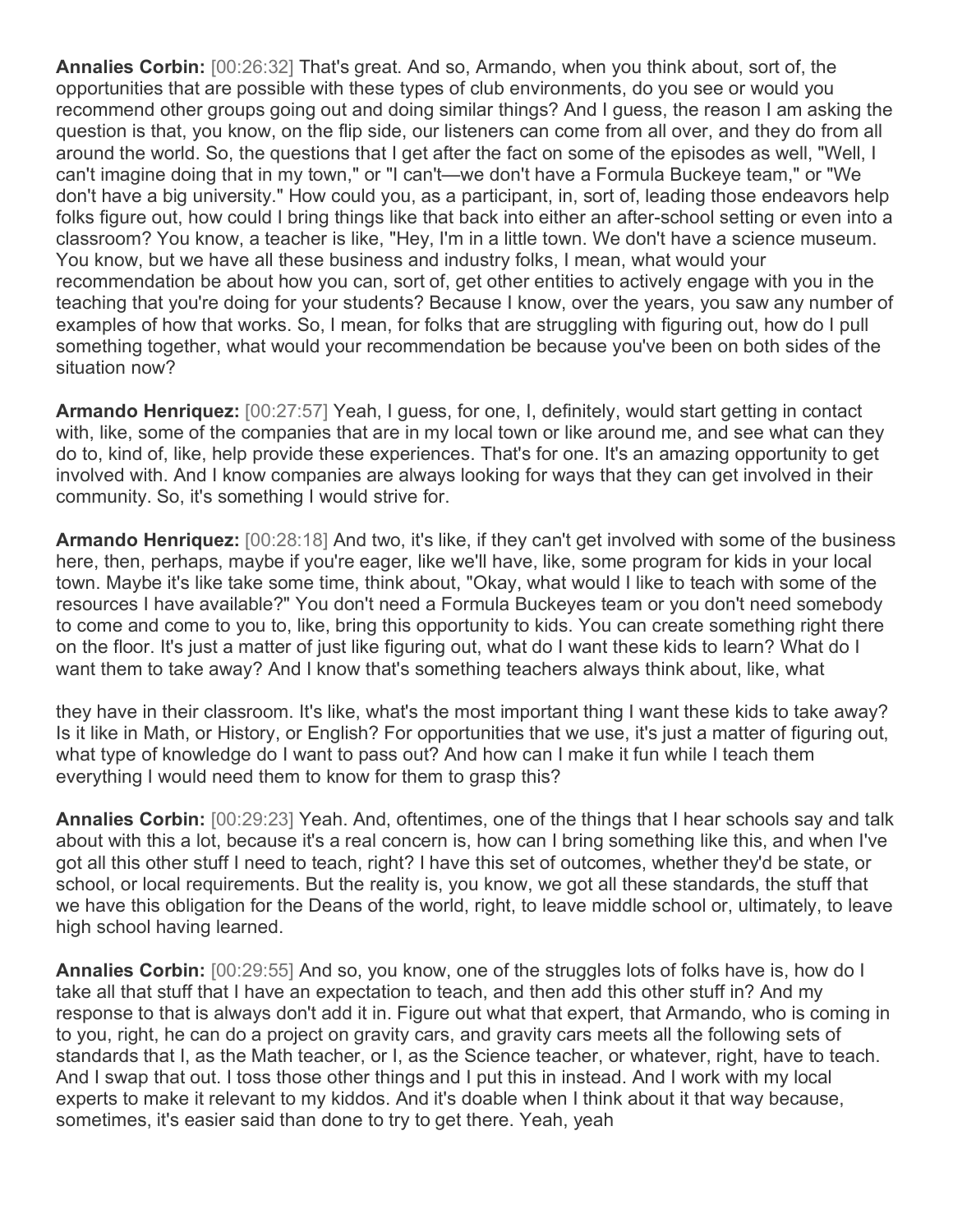**Annalies Corbin:** [00:26:32] That's great. And so, Armando, when you think about, sort of, the opportunities that are possible with these types of club environments, do you see or would you recommend other groups going out and doing similar things? And I guess, the reason I am asking the question is that, you know, on the flip side, our listeners can come from all over, and they do from all around the world. So, the questions that I get after the fact on some of the episodes as well, "Well, I can't imagine doing that in my town," or "I can't—we don't have a Formula Buckeye team," or "We don't have a big university." How could you, as a participant, in, sort of, leading those endeavors help folks figure out, how could I bring things like that back into either an after-school setting or even into a classroom? You know, a teacher is like, "Hey, I'm in a little town. We don't have a science museum. You know, but we have all these business and industry folks, I mean, what would your recommendation be about how you can, sort of, get other entities to actively engage with you in the teaching that you're doing for your students? Because I know, over the years, you saw any number of examples of how that works. So, I mean, for folks that are struggling with figuring out, how do I pull something together, what would your recommendation be because you've been on both sides of the situation now?

**Armando Henriquez:** [00:27:57] Yeah, I guess, for one, I, definitely, would start getting in contact with, like, some of the companies that are in my local town or like around me, and see what can they do to, kind of, like, help provide these experiences. That's for one. It's an amazing opportunity to get involved with. And I know companies are always looking for ways that they can get involved in their community. So, it's something I would strive for.

**Armando Henriquez:** [00:28:18] And two, it's like, if they can't get involved with some of the business here, then, perhaps, maybe if you're eager, like we'll have, like, some program for kids in your local town. Maybe it's like take some time, think about, "Okay, what would I like to teach with some of the resources I have available?" You don't need a Formula Buckeyes team or you don't need somebody to come and come to you to, like, bring this opportunity to kids. You can create something right there on the floor. It's just a matter of just like figuring out, what do I want these kids to learn? What do I want them to take away? And I know that's something teachers always think about, like, what they have in their classroom. It's like, what's the most important thing I want these kids to take away? Is it like in Math, or History, or English? For opportunities that we use, it's just a matter of figuring out, what type of knowledge do I want to pass out? And how can I make it fun while I teach them everything I would need them to know for them to grasp this?

**Annalies Corbin:** [00:29:23] Yeah. And, oftentimes, one of the things that I hear schools say and talk about with this a lot, because it's a real concern is, how can I bring something like this, and when I've got all this other stuff I need to teach, right? I have this set of outcomes, whether they'd be state, or school, or local requirements. But the reality is, you know, we got all these standards, the stuff that we have this obligation for the Deans of the world, right, to leave middle school or, ultimately, to leave high school having learned.

**Annalies Corbin:** [00:29:55] And so, you know, one of the struggles lots of folks have is, how do I take all that stuff that I have an expectation to teach, and then add this other stuff in? And my response to that is always don't add it in. Figure out what that expert, that Armando, who is coming in to you, right, he can do a project on gravity cars, and gravity cars meets all the following sets of standards that I, as the Math teacher, or I, as the Science teacher, or whatever, right, have to teach. And I swap that out. I toss those other things and I put this in instead. And I work with my local experts to make it relevant to my kiddos. And it's doable when I think about it that way because, sometimes, it's easier said than done to try to get there. Yeah, yeah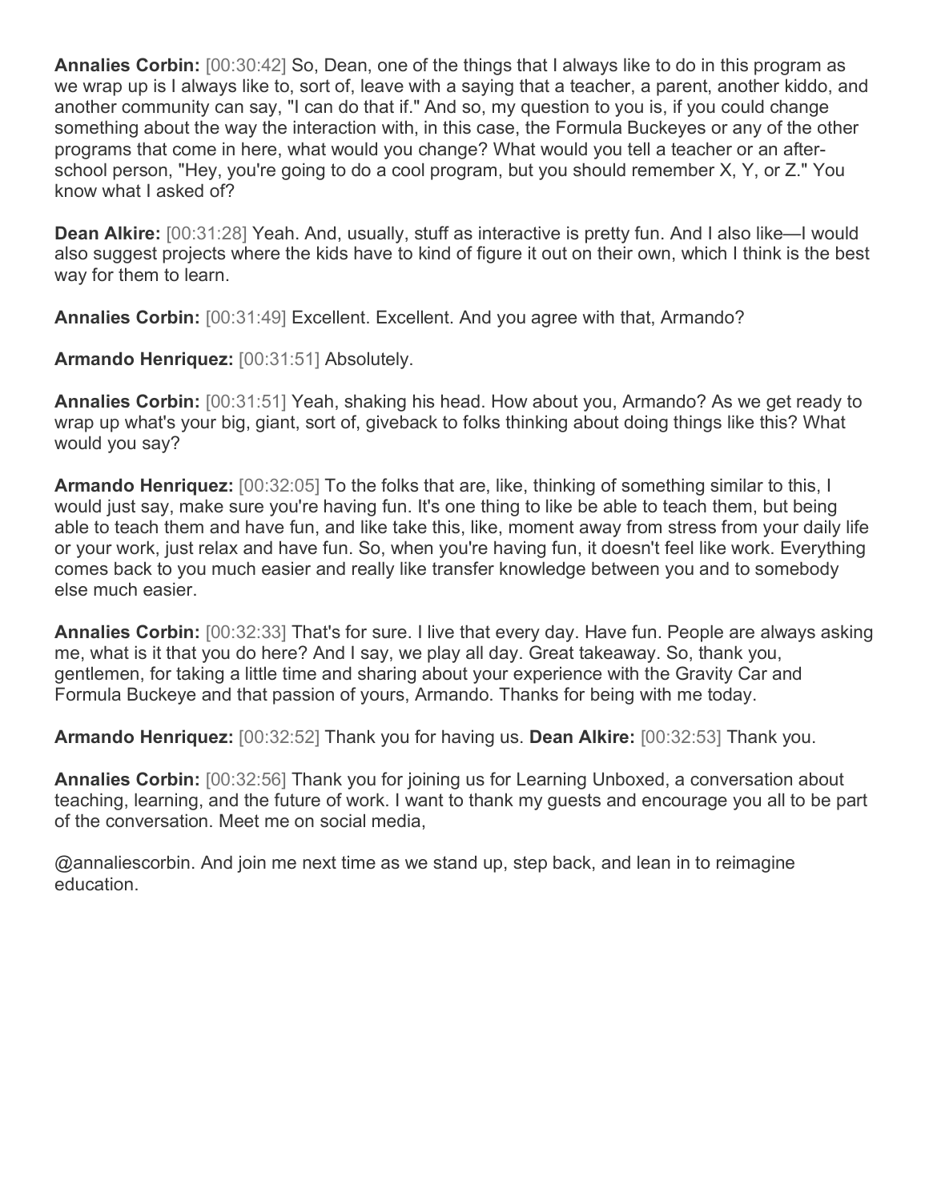**Annalies Corbin:** [00:30:42] So, Dean, one of the things that I always like to do in this program as we wrap up is I always like to, sort of, leave with a saying that a teacher, a parent, another kiddo, and another community can say, "I can do that if." And so, my question to you is, if you could change something about the way the interaction with, in this case, the Formula Buckeyes or any of the other programs that come in here, what would you change? What would you tell a teacher or an after-school person, "Hey, you're going to do a cool program, but you should remember X, Y, or Z." You know what I asked of?

**Dean Alkire:** [00:31:28] Yeah. And, usually, stuff as interactive is pretty fun. And I also like—I would also suggest projects where the kids have to kind of figure it out on their own, which I think is the best way for them to learn.

**Annalies Corbin:** [00:31:49] Excellent. Excellent. And you agree with that, Armando?

**Armando Henriquez:** [00:31:51] Absolutely.

**Annalies Corbin:** [00:31:51] Yeah, shaking his head. How about you, Armando? As we get ready to wrap up what's your big, giant, sort of, giveback to folks thinking about doing things like this? What would you say?

**Armando Henriquez:** [00:32:05] To the folks that are, like, thinking of something similar to this, I would just say, make sure you're having fun. It's one thing to like be able to teach them, but being able to teach them and have fun, and like take this, like, moment away from stress from your daily life or your work, just relax and have fun. So, when you're having fun, it doesn't feel like work. Everything comes back to you much easier and really like transfer knowledge between you and to somebody else much easier.

**Annalies Corbin:** [00:32:33] That's for sure. I live that every day. Have fun. People are always asking me, what is it that you do here? And I say, we play all day. Great takeaway. So, thank you, gentlemen, for taking a little time and sharing about your experience with the Gravity Car and Formula Buckeye and that passion of yours, Armando. Thanks for being with me today.

**Armando Henriquez:** [00:32:52] Thank you for having us. **Dean Alkire:** [00:32:53] Thank you.

**Annalies Corbin:** [00:32:56] Thank you for joining us for Learning Unboxed, a conversation about teaching, learning, and the future of work. I want to thank my guests and encourage you all to be part of the conversation. Meet me on social media,

@annaliescorbin. And join me next time as we stand up, step back, and lean in to reimagine education.